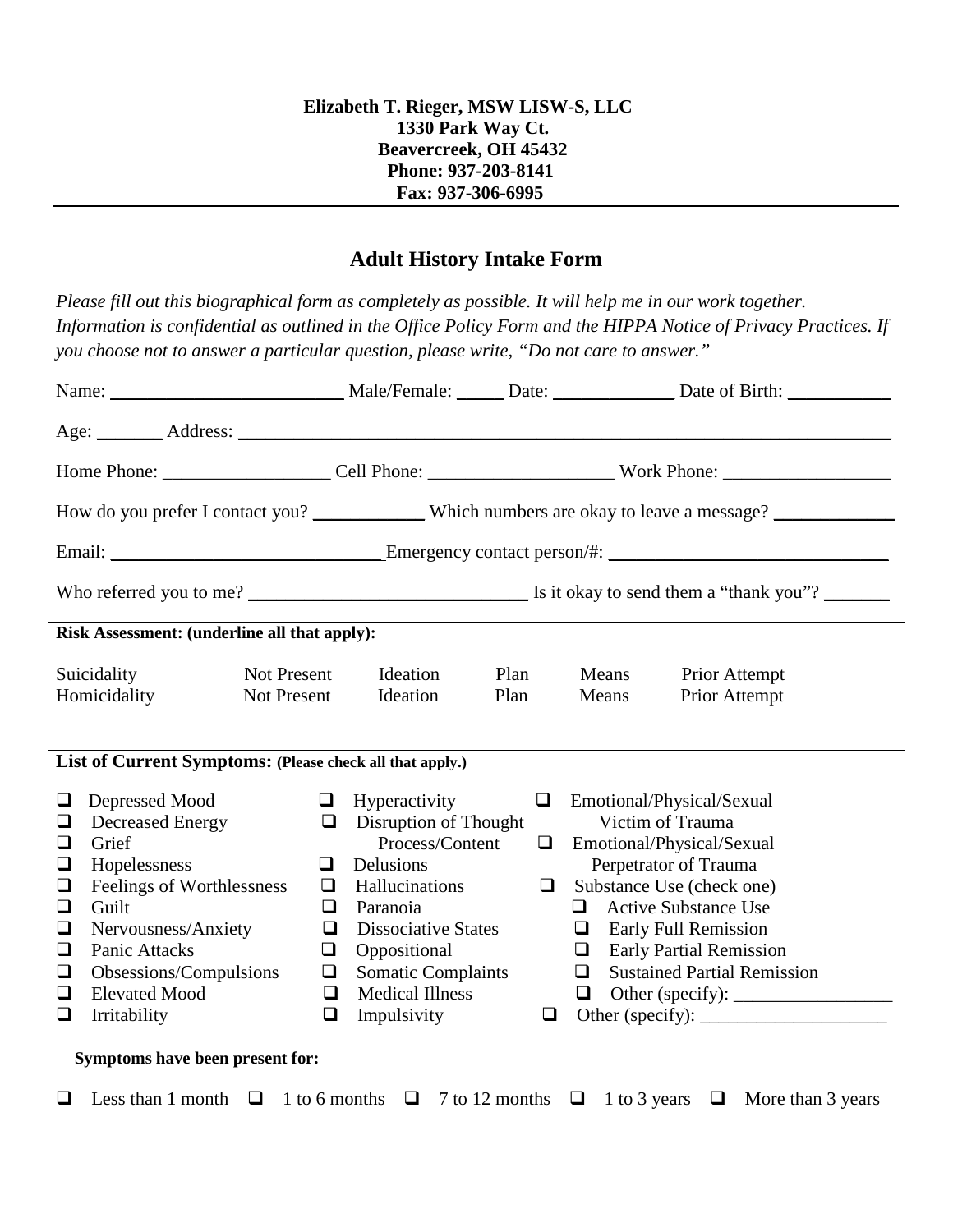**Elizabeth T. Rieger, MSW LISW-S, LLC**
**1330 Park Way Ct.**
**Beavercreek, OH 45432**
**Phone: 937-203-8141**
**Fax: 937-306-6995**

---

## Adult History Intake Form

*Please fill out this biographical form as completely as possible. It will help me in our work together. Information is confidential as outlined in the Office Policy Form and the HIPPA Notice of Privacy Practices. If you choose not to answer a particular question, please write, "Do not care to answer."*

Name: ________________________ Male/Female: _____ Date: ____________ Date of Birth: ___________

Age: _______ Address: ______________________________________________________________________

Home Phone: __________________ Cell Phone: ___________________ Work Phone: __________________

How do you prefer I contact you? ____________ Which numbers are okay to leave a message? _____________

Email: ____________________________ Emergency contact person/#: _____________________________

Who referred you to me? ______________________________ Is it okay to send them a "thank you"? _______

**Risk Assessment: (underline all that apply):**

| | | | | | |
|---|---|---|---|---|---|
| Suicidality | Not Present | Ideation | Plan | Means | Prior Attempt |
| Homicidality | Not Present | Ideation | Plan | Means | Prior Attempt |

**List of Current Symptoms:** **(Please check all that apply.)**

- ❑ Depressed Mood
- ❑ Decreased Energy
- ❑ Grief
- ❑ Hopelessness
- ❑ Feelings of Worthlessness
- ❑ Guilt
- ❑ Nervousness/Anxiety
- ❑ Panic Attacks
- ❑ Obsessions/Compulsions
- ❑ Elevated Mood
- ❑ Irritability
- ❑ Hyperactivity
- ❑ Disruption of Thought Process/Content
- ❑ Delusions
- ❑ Hallucinations
- ❑ Paranoia
- ❑ Dissociative States
- ❑ Oppositional
- ❑ Somatic Complaints
- ❑ Medical Illness
- ❑ Impulsivity
- ❑ Emotional/Physical/Sexual Victim of Trauma
- ❑ Emotional/Physical/Sexual Perpetrator of Trauma
- ❑ Substance Use (check one)
  - ❑ Active Substance Use
  - ❑ Early Full Remission
  - ❑ Early Partial Remission
  - ❑ Sustained Partial Remission
  - ❑ Other (specify): _________________
- ❑ Other (specify): ____________________

**Symptoms have been present for:**

❑ Less than 1 month ❑ 1 to 6 months ❑ 7 to 12 months ❑ 1 to 3 years ❑ More than 3 years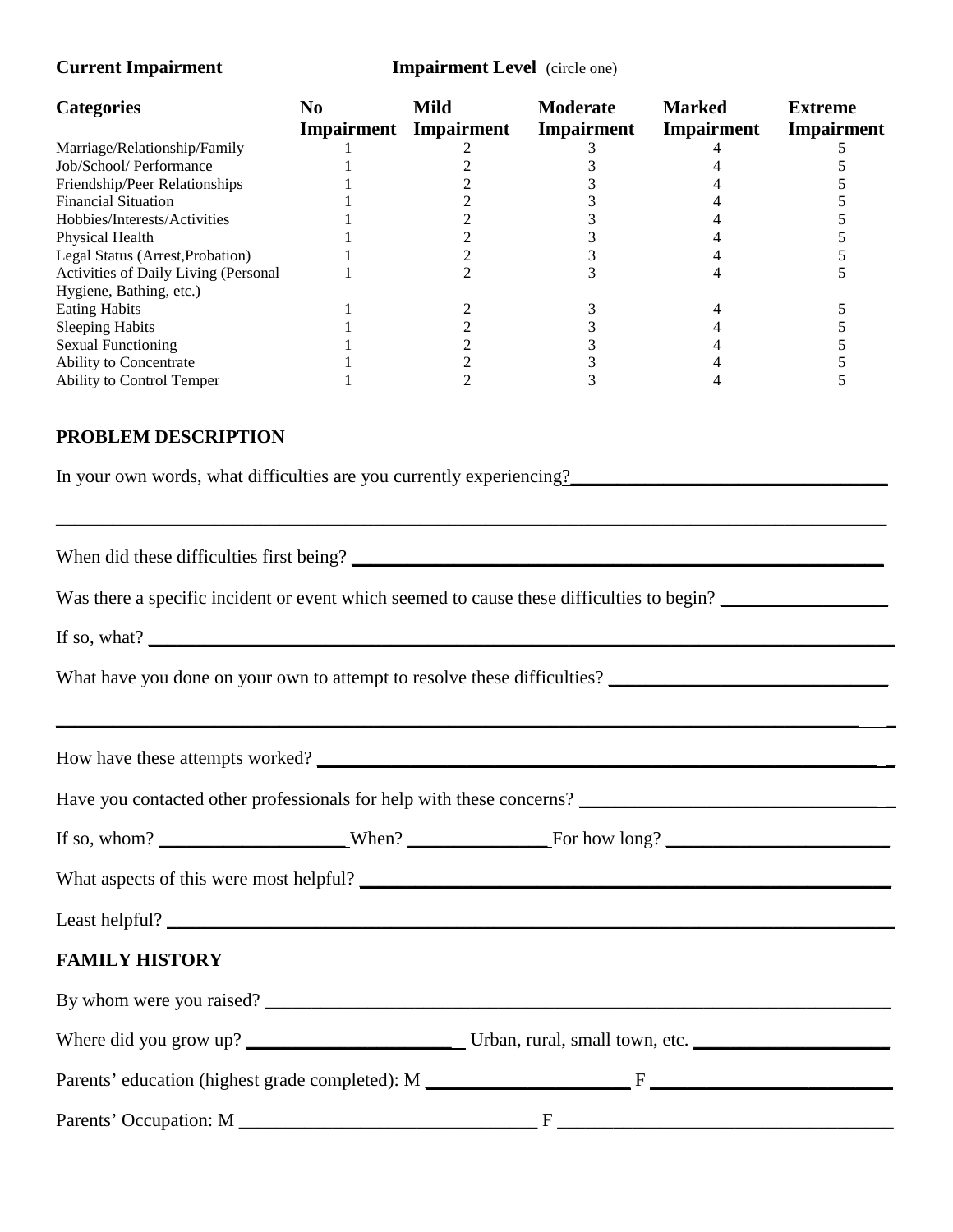**Current Impairment** **Impairment Level** (circle one)

| Categories | No Impairment | Mild Impairment | Moderate Impairment | Marked Impairment | Extreme Impairment |
|---|---|---|---|---|---|
| Marriage/Relationship/Family | 1 | 2 | 3 | 4 | 5 |
| Job/School/ Performance | 1 | 2 | 3 | 4 | 5 |
| Friendship/Peer Relationships | 1 | 2 | 3 | 4 | 5 |
| Financial Situation | 1 | 2 | 3 | 4 | 5 |
| Hobbies/Interests/Activities | 1 | 2 | 3 | 4 | 5 |
| Physical Health | 1 | 2 | 3 | 4 | 5 |
| Legal Status (Arrest,Probation) | 1 | 2 | 3 | 4 | 5 |
| Activities of Daily Living (Personal Hygiene, Bathing, etc.) | 1 | 2 | 3 | 4 | 5 |
| Eating Habits | 1 | 2 | 3 | 4 | 5 |
| Sleeping Habits | 1 | 2 | 3 | 4 | 5 |
| Sexual Functioning | 1 | 2 | 3 | 4 | 5 |
| Ability to Concentrate | 1 | 2 | 3 | 4 | 5 |
| Ability to Control Temper | 1 | 2 | 3 | 4 | 5 |

## PROBLEM DESCRIPTION

In your own words, what difficulties are you currently experiencing?________________________________

_____________________________________________________________________________________

When did these difficulties first being? _______________________________________________________

Was there a specific incident or event which seemed to cause these difficulties to begin? _________________

If so, what? ____________________________________________________________________________

What have you done on your own to attempt to resolve these difficulties? ____________________________

_____________________________________________________________________________________

How have these attempts worked? __________________________________________________________

Have you contacted other professionals for help with these concerns? _______________________________

If so, whom? ____________________When? _______________For how long? _______________________

What aspects of this were most helpful? _______________________________________________________

Least helpful? __________________________________________________________________________

## FAMILY HISTORY

By whom were you raised? _________________________________________________________________

Where did you grow up? _______________________ Urban, rural, small town, etc. ____________________

Parents' education (highest grade completed): M _____________________ F ________________________

Parents' Occupation: M ______________________________ F ________________________________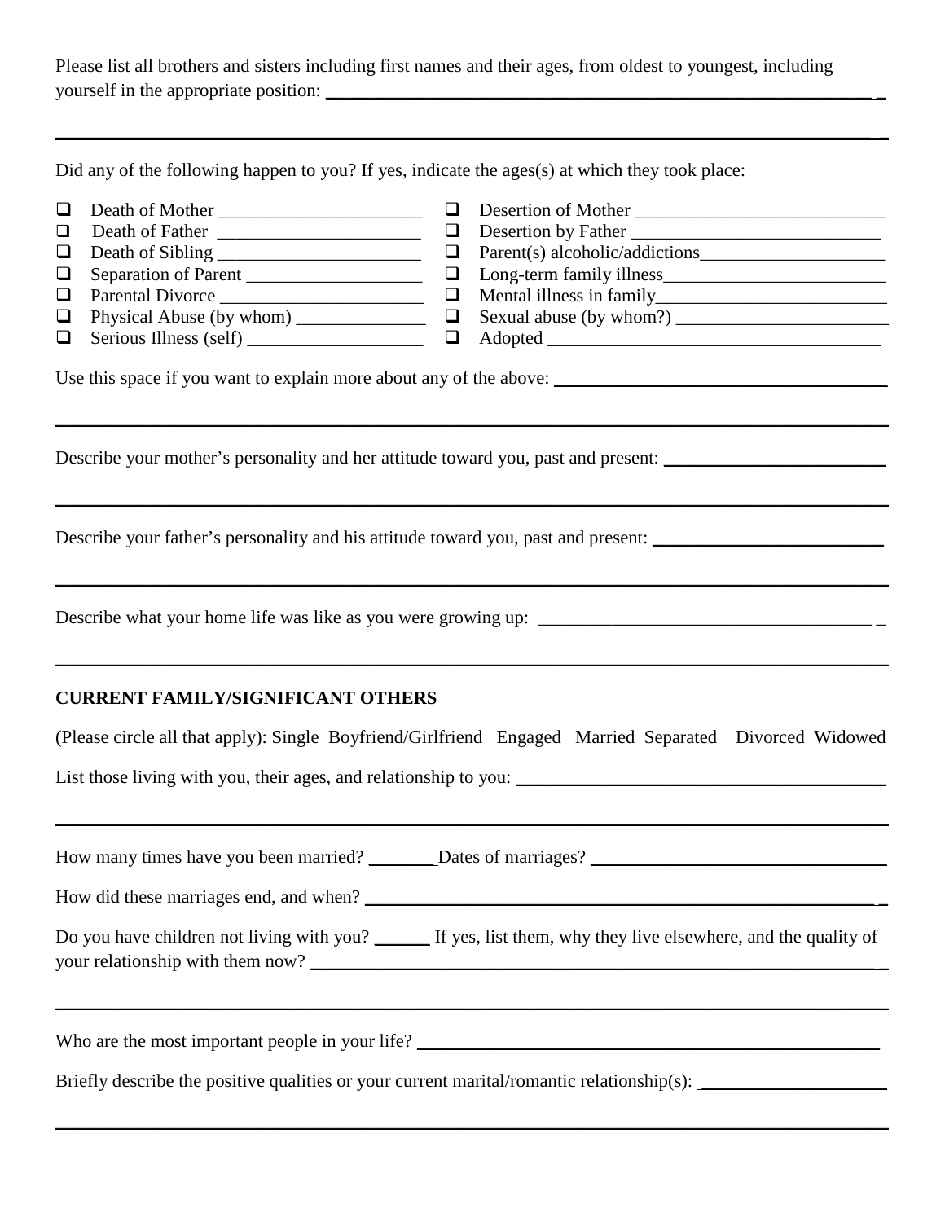Please list all brothers and sisters including first names and their ages, from oldest to youngest, including yourself in the appropriate position: ______________________________________________________________

______________________________________________________________________________________

Did any of the following happen to you? If yes, indicate the ages(s) at which they took place:

- ☐ Death of Mother ______________________
- ☐ Death of Father ______________________
- ☐ Death of Sibling ______________________
- ☐ Separation of Parent ___________________
- ☐ Parental Divorce ______________________
- ☐ Physical Abuse (by whom) ______________
- ☐ Serious Illness (self) ___________________
- ☐ Desertion of Mother ___________________________
- ☐ Desertion by Father ___________________________
- ☐ Parent(s) alcoholic/addictions____________________
- ☐ Long-term family illness________________________
- ☐ Mental illness in family_________________________
- ☐ Sexual abuse (by whom?) _______________________
- ☐ Adopted ____________________________________

Use this space if you want to explain more about any of the above: ___________________________________

______________________________________________________________________________________

Describe your mother's personality and her attitude toward you, past and present: ________________________

______________________________________________________________________________________

Describe your father's personality and his attitude toward you, past and present: ________________________

______________________________________________________________________________________

Describe what your home life was like as you were growing up: ______________________________________

______________________________________________________________________________________

## CURRENT FAMILY/SIGNIFICANT OTHERS

(Please circle all that apply): Single Boyfriend/Girlfriend Engaged Married Separated Divorced Widowed

List those living with you, their ages, and relationship to you: _________________________________________

______________________________________________________________________________________

How many times have you been married? _______Dates of marriages? ________________________________

How did these marriages end, and when? ________________________________________________________

Do you have children not living with you? ______ If yes, list them, why they live elsewhere, and the quality of your relationship with them now? ______________________________________________________________

______________________________________________________________________________________

Who are the most important people in your life? ____________________________________________________

Briefly describe the positive qualities or your current marital/romantic relationship(s): ____________________

______________________________________________________________________________________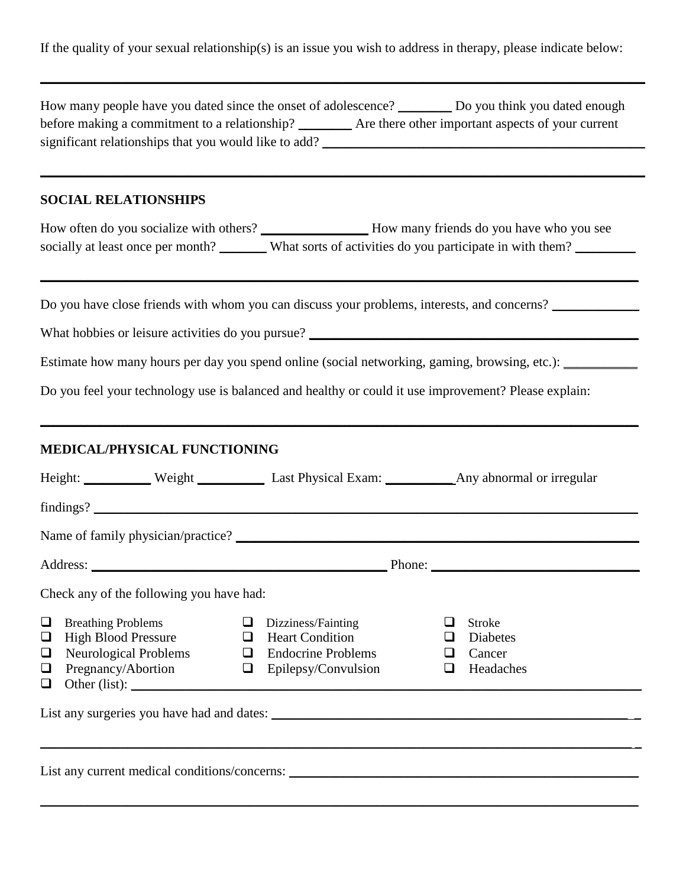If the quality of your sexual relationship(s) is an issue you wish to address in therapy, please indicate below:

______________________________________________________________________________

How many people have you dated since the onset of adolescence? ________ Do you think you dated enough before making a commitment to a relationship? ________ Are there other important aspects of your current significant relationships that you would like to add? ______________________________________________

______________________________________________________________________________

## SOCIAL RELATIONSHIPS

How often do you socialize with others? ________________ How many friends do you have who you see socially at least once per month? _______ What sorts of activities do you participate in with them? _________

______________________________________________________________________________

Do you have close friends with whom you can discuss your problems, interests, and concerns? _____________

What hobbies or leisure activities do you pursue? ______________________________________________

Estimate how many hours per day you spend online (social networking, gaming, browsing, etc.): ___________

Do you feel your technology use is balanced and healthy or could it use improvement? Please explain:

______________________________________________________________________________

## MEDICAL/PHYSICAL FUNCTIONING

Height: __________ Weight __________ Last Physical Exam: __________ Any abnormal or irregular findings? ______________________________________________________________________

Name of family physician/practice? ______________________________________________________

Address: ____________________________________________ Phone: ____________________________

Check any of the following you have had:

- ☐ Breathing Problems
- ☐ High Blood Pressure
- ☐ Neurological Problems
- ☐ Pregnancy/Abortion
- ☐ Dizziness/Fainting
- ☐ Heart Condition
- ☐ Endocrine Problems
- ☐ Epilepsy/Convulsion
- ☐ Stroke
- ☐ Diabetes
- ☐ Cancer
- ☐ Headaches
- ☐ Other (list): ______________________________________________________________________

List any surgeries you have had and dates: _______________________________________________

______________________________________________________________________________

List any current medical conditions/concerns: _____________________________________________

______________________________________________________________________________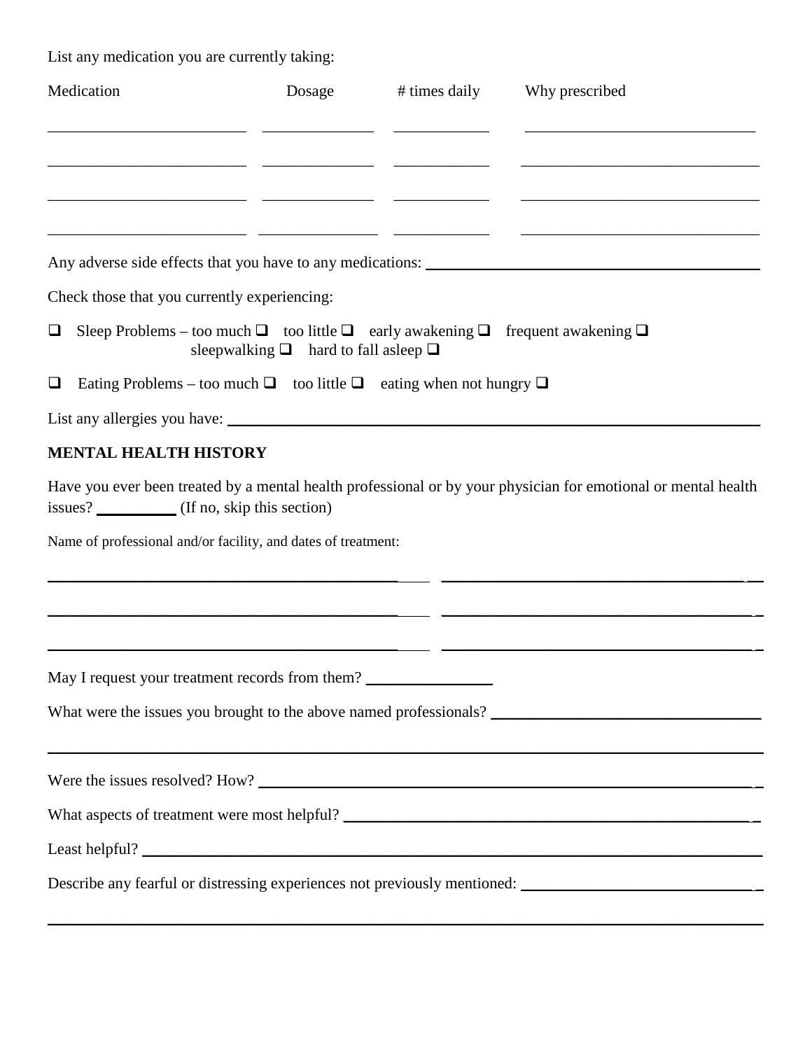List any medication you are currently taking:

| Medication | Dosage | # times daily | Why prescribed |
|---|---|---|---|
| | | | |
| | | | |
| | | | |
| | | | |

Any adverse side effects that you have to any medications: ______________________________

Check those that you currently experiencing:

❑ Sleep Problems – too much ❑ too little ❑ early awakening ❑ frequent awakening ❑ sleepwalking ❑ hard to fall asleep ❑

❑ Eating Problems – too much ❑ too little ❑ eating when not hungry ❑

List any allergies you have: ______________________________

**MENTAL HEALTH HISTORY**

Have you ever been treated by a mental health professional or by your physician for emotional or mental health issues? __________ (If no, skip this section)

Name of professional and/or facility, and dates of treatment:

______________________________ ______________________________

______________________________ ______________________________

______________________________ ______________________________

May I request your treatment records from them? ________________

What were the issues you brought to the above named professionals? ______________________________

______________________________

Were the issues resolved? How? ______________________________

What aspects of treatment were most helpful? ______________________________

Least helpful? ______________________________

Describe any fearful or distressing experiences not previously mentioned: ______________________________

______________________________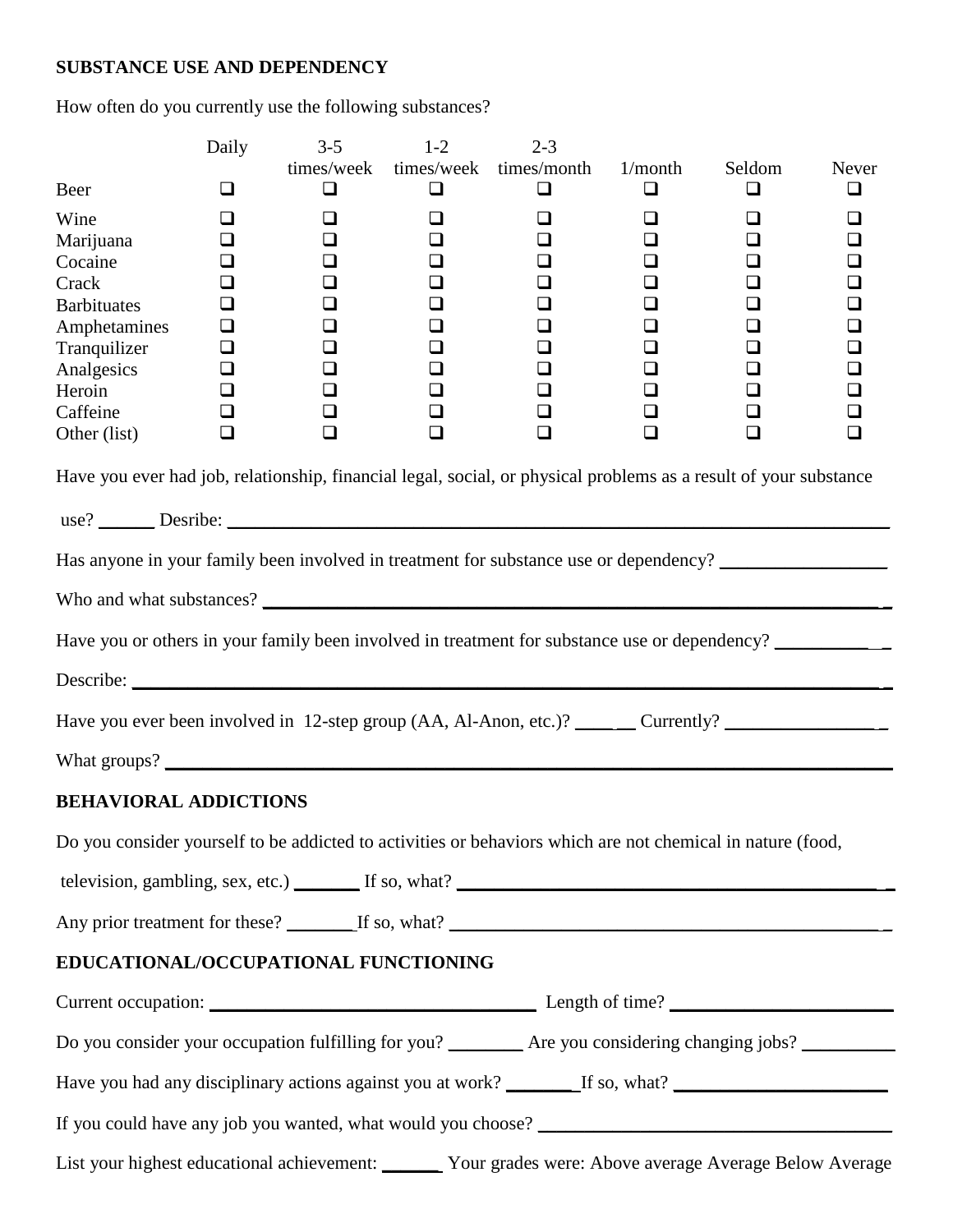**SUBSTANCE USE AND DEPENDENCY**

How often do you currently use the following substances?

| | Daily | 3-5 times/week | 1-2 times/week | 2-3 times/month | 1/month | Seldom | Never |
|---|---|---|---|---|---|---|---|
| Beer | ❑ | ❑ | ❑ | ❑ | ❑ | ❑ | ❑ |
| Wine | ❑ | ❑ | ❑ | ❑ | ❑ | ❑ | ❑ |
| Marijuana | ❑ | ❑ | ❑ | ❑ | ❑ | ❑ | ❑ |
| Cocaine | ❑ | ❑ | ❑ | ❑ | ❑ | ❑ | ❑ |
| Crack | ❑ | ❑ | ❑ | ❑ | ❑ | ❑ | ❑ |
| Barbituates | ❑ | ❑ | ❑ | ❑ | ❑ | ❑ | ❑ |
| Amphetamines | ❑ | ❑ | ❑ | ❑ | ❑ | ❑ | ❑ |
| Tranquilizer | ❑ | ❑ | ❑ | ❑ | ❑ | ❑ | ❑ |
| Analgesics | ❑ | ❑ | ❑ | ❑ | ❑ | ❑ | ❑ |
| Heroin | ❑ | ❑ | ❑ | ❑ | ❑ | ❑ | ❑ |
| Caffeine | ❑ | ❑ | ❑ | ❑ | ❑ | ❑ | ❑ |
| Other (list) | ❑ | ❑ | ❑ | ❑ | ❑ | ❑ | ❑ |

Have you ever had job, relationship, financial legal, social, or physical problems as a result of your substance use? ______ Desribe: ____________________

Has anyone in your family been involved in treatment for substance use or dependency? ____________________

Who and what substances? ____________________

Have you or others in your family been involved in treatment for substance use or dependency? ____________

Describe: ____________________

Have you ever been involved in 12-step group (AA, Al-Anon, etc.)? ______ Currently? ____________

What groups? ____________________

**BEHAVIORAL ADDICTIONS**

Do you consider yourself to be addicted to activities or behaviors which are not chemical in nature (food, television, gambling, sex, etc.) _______ If so, what? ____________________

Any prior treatment for these? _______ If so, what? ____________________

**EDUCATIONAL/OCCUPATIONAL FUNCTIONING**

Current occupation: ____________________ Length of time? ____________________

Do you consider your occupation fulfilling for you? ________ Are you considering changing jobs? __________

Have you had any disciplinary actions against you at work? _______ If so, what? ____________________

If you could have any job you wanted, what would you choose? ____________________

List your highest educational achievement: ______ Your grades were: Above average Average Below Average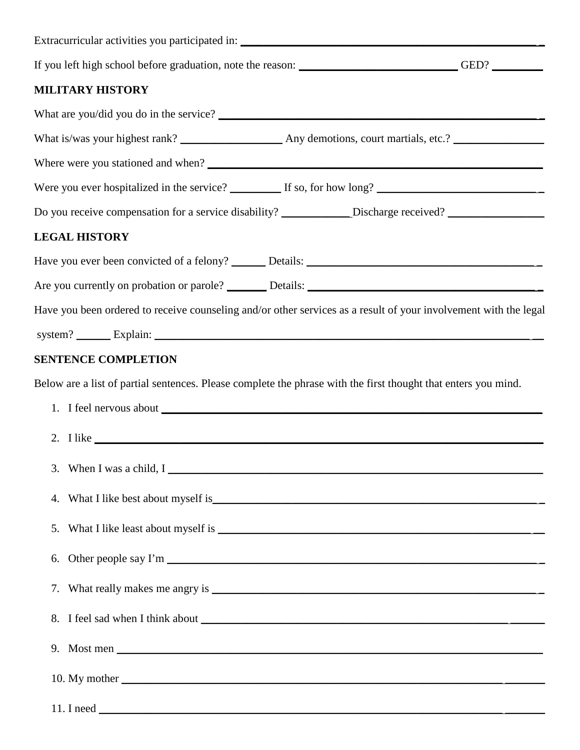Extracurricular activities you participated in: ______________________________________________

If you left high school before graduation, note the reason: ____________________________ GED? _________

## MILITARY HISTORY

What are you/did you do in the service? ______________________________________________________

What is/was your highest rank? __________________ Any demotions, court martials, etc.? ________________

Where were you stationed and when? _________________________________________________________

Were you ever hospitalized in the service? _________ If so, for how long? ______________________________

Do you receive compensation for a service disability? ____________ Discharge received? _________________

## LEGAL HISTORY

Have you ever been convicted of a felony? ______ Details: _________________________________________

Are you currently on probation or parole? _______ Details: _________________________________________

Have you been ordered to receive counseling and/or other services as a result of your involvement with the legal system? ______ Explain: ______________________________________________________________

## SENTENCE COMPLETION

Below are a list of partial sentences. Please complete the phrase with the first thought that enters you mind.

1. I feel nervous about ______________________________________________________________
2. I like ______________________________________________________________________
3. When I was a child, I ______________________________________________________________
4. What I like best about myself is______________________________________________________
5. What I like least about myself is _____________________________________________________
6. Other people say I'm ______________________________________________________________
7. What really makes me angry is ______________________________________________________
8. I feel sad when I think about ________________________________________________________
9. Most men ____________________________________________________________________
10. My mother ___________________________________________________________________
11. I need ______________________________________________________________________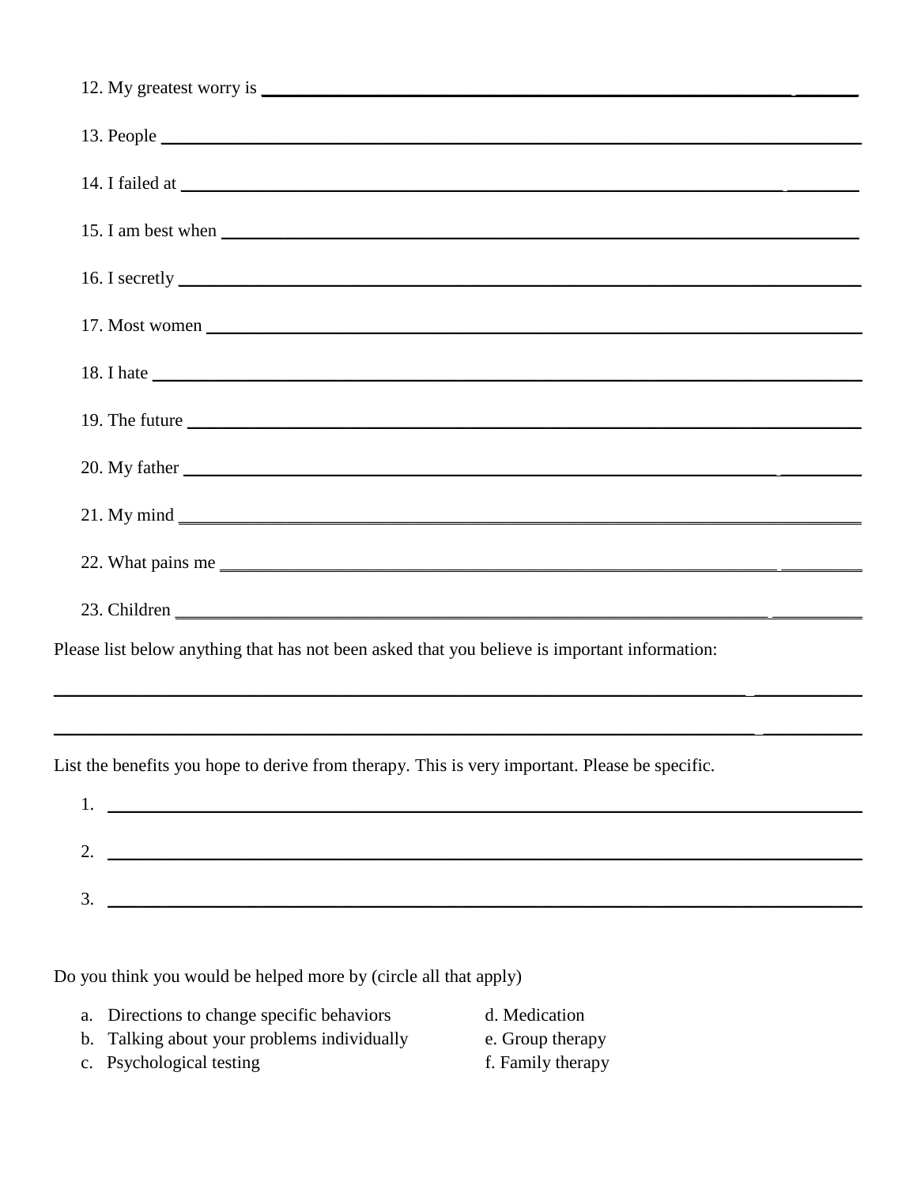12. My greatest worry is ______________________________________________________________

13. People ______________________________________________________________

14. I failed at ______________________________________________________________

15. I am best when ______________________________________________________________

16. I secretly ______________________________________________________________

17. Most women ______________________________________________________________

18. I hate ______________________________________________________________

19. The future ______________________________________________________________

20. My father ______________________________________________________________

21. My mind ______________________________________________________________

22. What pains me ______________________________________________________________

23. Children ______________________________________________________________

Please list below anything that has not been asked that you believe is important information:

______________________________________________________________________________

______________________________________________________________________________

List the benefits you hope to derive from therapy. This is very important. Please be specific.

1. ______________________________________________________________

2. ______________________________________________________________

3. ______________________________________________________________

Do you think you would be helped more by (circle all that apply)

a. Directions to change specific behaviors
b. Talking about your problems individually
c. Psychological testing
d. Medication
e. Group therapy
f. Family therapy